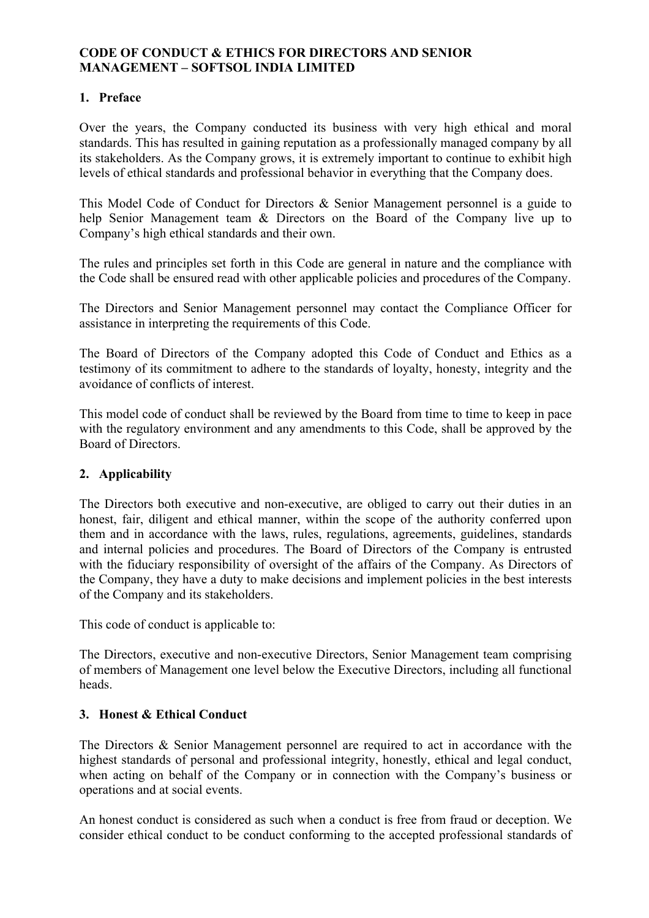# CODE OF CONDUCT & ETHICS FOR DIRECTORS AND SENIOR MANAGEMENT – SOFTSOL INDIA LIMITED

## 1. Preface

Over the years, the Company conducted its business with very high ethical and moral standards. This has resulted in gaining reputation as a professionally managed company by all its stakeholders. As the Company grows, it is extremely important to continue to exhibit high levels of ethical standards and professional behavior in everything that the Company does.

This Model Code of Conduct for Directors & Senior Management personnel is a guide to help Senior Management team & Directors on the Board of the Company live up to Company's high ethical standards and their own.

The rules and principles set forth in this Code are general in nature and the compliance with the Code shall be ensured read with other applicable policies and procedures of the Company.

The Directors and Senior Management personnel may contact the Compliance Officer for assistance in interpreting the requirements of this Code.

The Board of Directors of the Company adopted this Code of Conduct and Ethics as a testimony of its commitment to adhere to the standards of loyalty, honesty, integrity and the avoidance of conflicts of interest.

This model code of conduct shall be reviewed by the Board from time to time to keep in pace with the regulatory environment and any amendments to this Code, shall be approved by the Board of Directors.

## 2. Applicability

The Directors both executive and non-executive, are obliged to carry out their duties in an honest, fair, diligent and ethical manner, within the scope of the authority conferred upon them and in accordance with the laws, rules, regulations, agreements, guidelines, standards and internal policies and procedures. The Board of Directors of the Company is entrusted with the fiduciary responsibility of oversight of the affairs of the Company. As Directors of the Company, they have a duty to make decisions and implement policies in the best interests of the Company and its stakeholders.

This code of conduct is applicable to:

The Directors, executive and non-executive Directors, Senior Management team comprising of members of Management one level below the Executive Directors, including all functional heads.

## 3. Honest & Ethical Conduct

The Directors & Senior Management personnel are required to act in accordance with the highest standards of personal and professional integrity, honestly, ethical and legal conduct, when acting on behalf of the Company or in connection with the Company's business or operations and at social events.

An honest conduct is considered as such when a conduct is free from fraud or deception. We consider ethical conduct to be conduct conforming to the accepted professional standards of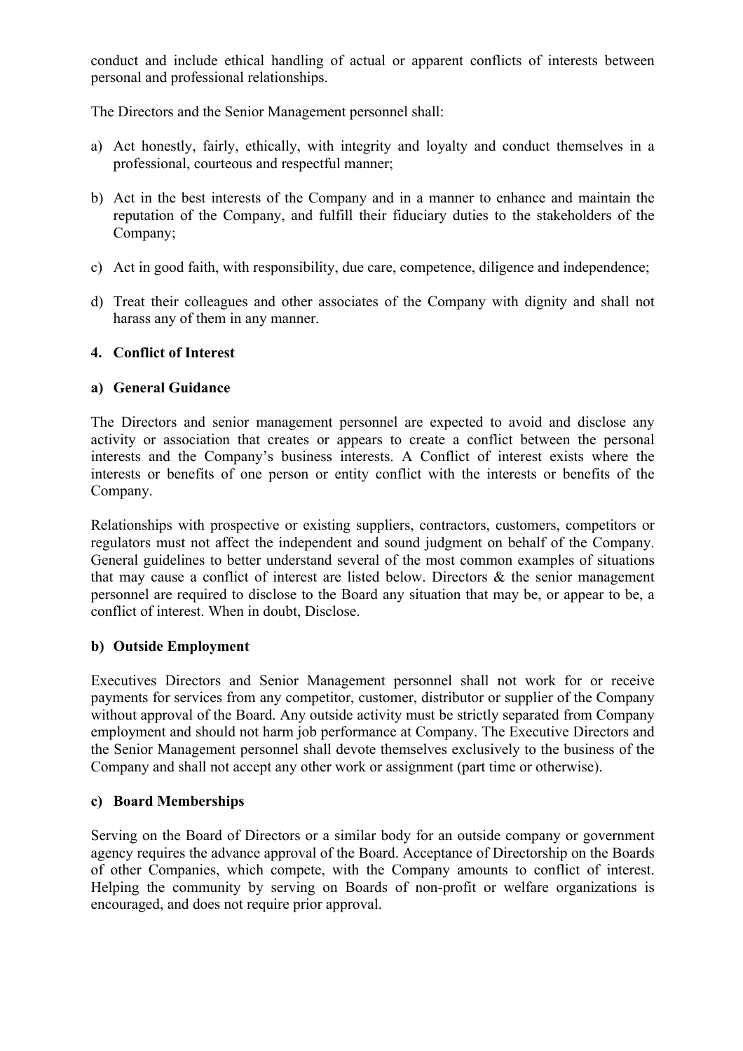conduct and include ethical handling of actual or apparent conflicts of interests between personal and professional relationships.

The Directors and the Senior Management personnel shall:

a) Act honestly, fairly, ethically, with integrity and loyalty and conduct themselves in a professional, courteous and respectful manner;

b) Act in the best interests of the Company and in a manner to enhance and maintain the reputation of the Company, and fulfill their fiduciary duties to the stakeholders of the Company;

c) Act in good faith, with responsibility, due care, competence, diligence and independence;

d) Treat their colleagues and other associates of the Company with dignity and shall not harass any of them in any manner.

## 4. Conflict of Interest

### a) General Guidance

The Directors and senior management personnel are expected to avoid and disclose any activity or association that creates or appears to create a conflict between the personal interests and the Company's business interests. A Conflict of interest exists where the interests or benefits of one person or entity conflict with the interests or benefits of the Company.

Relationships with prospective or existing suppliers, contractors, customers, competitors or regulators must not affect the independent and sound judgment on behalf of the Company. General guidelines to better understand several of the most common examples of situations that may cause a conflict of interest are listed below. Directors & the senior management personnel are required to disclose to the Board any situation that may be, or appear to be, a conflict of interest. When in doubt, Disclose.

### b) Outside Employment

Executives Directors and Senior Management personnel shall not work for or receive payments for services from any competitor, customer, distributor or supplier of the Company without approval of the Board. Any outside activity must be strictly separated from Company employment and should not harm job performance at Company. The Executive Directors and the Senior Management personnel shall devote themselves exclusively to the business of the Company and shall not accept any other work or assignment (part time or otherwise).

### c) Board Memberships

Serving on the Board of Directors or a similar body for an outside company or government agency requires the advance approval of the Board. Acceptance of Directorship on the Boards of other Companies, which compete, with the Company amounts to conflict of interest. Helping the community by serving on Boards of non-profit or welfare organizations is encouraged, and does not require prior approval.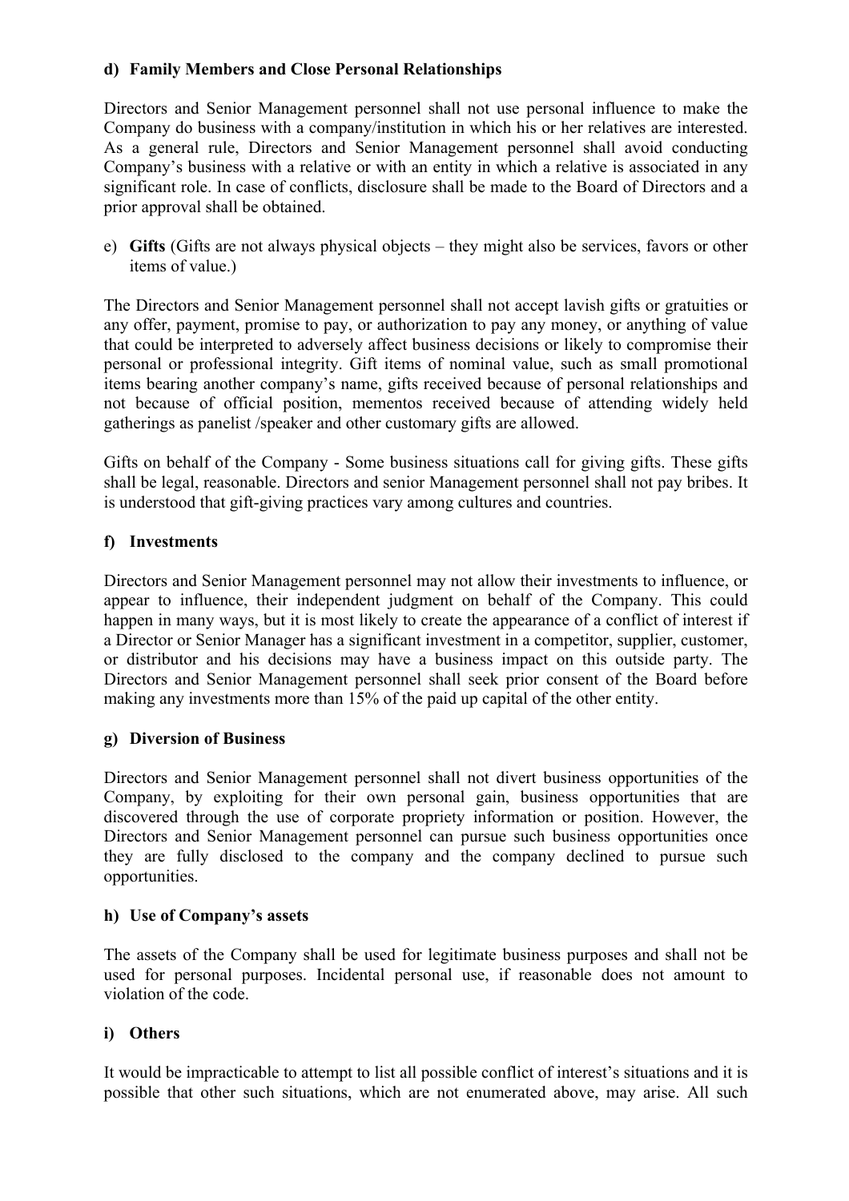**d) Family Members and Close Personal Relationships**

Directors and Senior Management personnel shall not use personal influence to make the Company do business with a company/institution in which his or her relatives are interested. As a general rule, Directors and Senior Management personnel shall avoid conducting Company's business with a relative or with an entity in which a relative is associated in any significant role. In case of conflicts, disclosure shall be made to the Board of Directors and a prior approval shall be obtained.

e) **Gifts** (Gifts are not always physical objects – they might also be services, favors or other items of value.)

The Directors and Senior Management personnel shall not accept lavish gifts or gratuities or any offer, payment, promise to pay, or authorization to pay any money, or anything of value that could be interpreted to adversely affect business decisions or likely to compromise their personal or professional integrity. Gift items of nominal value, such as small promotional items bearing another company's name, gifts received because of personal relationships and not because of official position, mementos received because of attending widely held gatherings as panelist /speaker and other customary gifts are allowed.

Gifts on behalf of the Company - Some business situations call for giving gifts. These gifts shall be legal, reasonable. Directors and senior Management personnel shall not pay bribes. It is understood that gift-giving practices vary among cultures and countries.

**f) Investments**

Directors and Senior Management personnel may not allow their investments to influence, or appear to influence, their independent judgment on behalf of the Company. This could happen in many ways, but it is most likely to create the appearance of a conflict of interest if a Director or Senior Manager has a significant investment in a competitor, supplier, customer, or distributor and his decisions may have a business impact on this outside party. The Directors and Senior Management personnel shall seek prior consent of the Board before making any investments more than 15% of the paid up capital of the other entity.

**g) Diversion of Business**

Directors and Senior Management personnel shall not divert business opportunities of the Company, by exploiting for their own personal gain, business opportunities that are discovered through the use of corporate propriety information or position. However, the Directors and Senior Management personnel can pursue such business opportunities once they are fully disclosed to the company and the company declined to pursue such opportunities.

**h) Use of Company's assets**

The assets of the Company shall be used for legitimate business purposes and shall not be used for personal purposes. Incidental personal use, if reasonable does not amount to violation of the code.

**i) Others**

It would be impracticable to attempt to list all possible conflict of interest's situations and it is possible that other such situations, which are not enumerated above, may arise. All such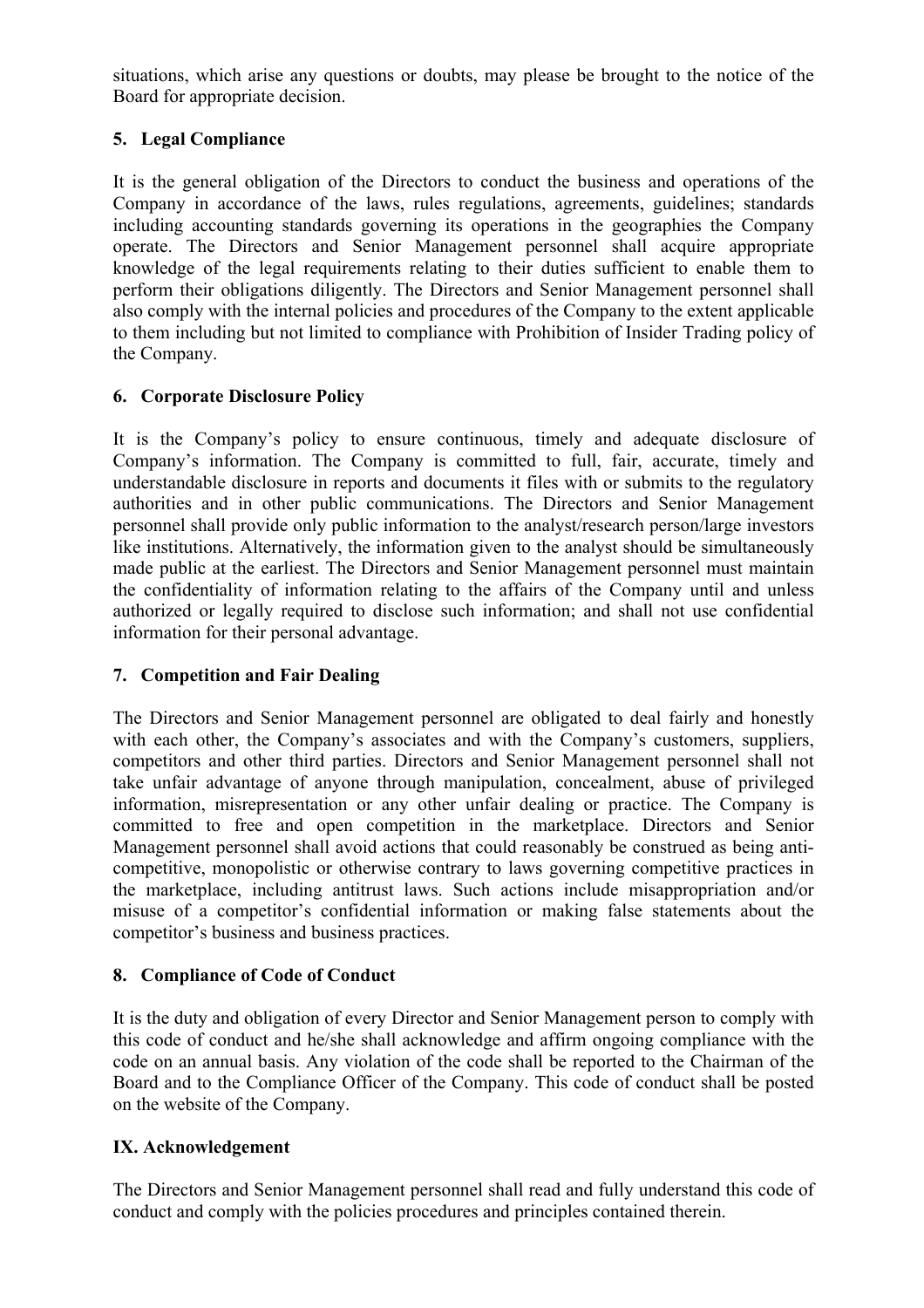situations, which arise any questions or doubts, may please be brought to the notice of the Board for appropriate decision.

## 5. Legal Compliance

It is the general obligation of the Directors to conduct the business and operations of the Company in accordance of the laws, rules regulations, agreements, guidelines; standards including accounting standards governing its operations in the geographies the Company operate. The Directors and Senior Management personnel shall acquire appropriate knowledge of the legal requirements relating to their duties sufficient to enable them to perform their obligations diligently. The Directors and Senior Management personnel shall also comply with the internal policies and procedures of the Company to the extent applicable to them including but not limited to compliance with Prohibition of Insider Trading policy of the Company.

## 6. Corporate Disclosure Policy

It is the Company's policy to ensure continuous, timely and adequate disclosure of Company's information. The Company is committed to full, fair, accurate, timely and understandable disclosure in reports and documents it files with or submits to the regulatory authorities and in other public communications. The Directors and Senior Management personnel shall provide only public information to the analyst/research person/large investors like institutions. Alternatively, the information given to the analyst should be simultaneously made public at the earliest. The Directors and Senior Management personnel must maintain the confidentiality of information relating to the affairs of the Company until and unless authorized or legally required to disclose such information; and shall not use confidential information for their personal advantage.

## 7. Competition and Fair Dealing

The Directors and Senior Management personnel are obligated to deal fairly and honestly with each other, the Company's associates and with the Company's customers, suppliers, competitors and other third parties. Directors and Senior Management personnel shall not take unfair advantage of anyone through manipulation, concealment, abuse of privileged information, misrepresentation or any other unfair dealing or practice. The Company is committed to free and open competition in the marketplace. Directors and Senior Management personnel shall avoid actions that could reasonably be construed as being anti-competitive, monopolistic or otherwise contrary to laws governing competitive practices in the marketplace, including antitrust laws. Such actions include misappropriation and/or misuse of a competitor's confidential information or making false statements about the competitor's business and business practices.

## 8. Compliance of Code of Conduct

It is the duty and obligation of every Director and Senior Management person to comply with this code of conduct and he/she shall acknowledge and affirm ongoing compliance with the code on an annual basis. Any violation of the code shall be reported to the Chairman of the Board and to the Compliance Officer of the Company. This code of conduct shall be posted on the website of the Company.

## IX. Acknowledgement

The Directors and Senior Management personnel shall read and fully understand this code of conduct and comply with the policies procedures and principles contained therein.